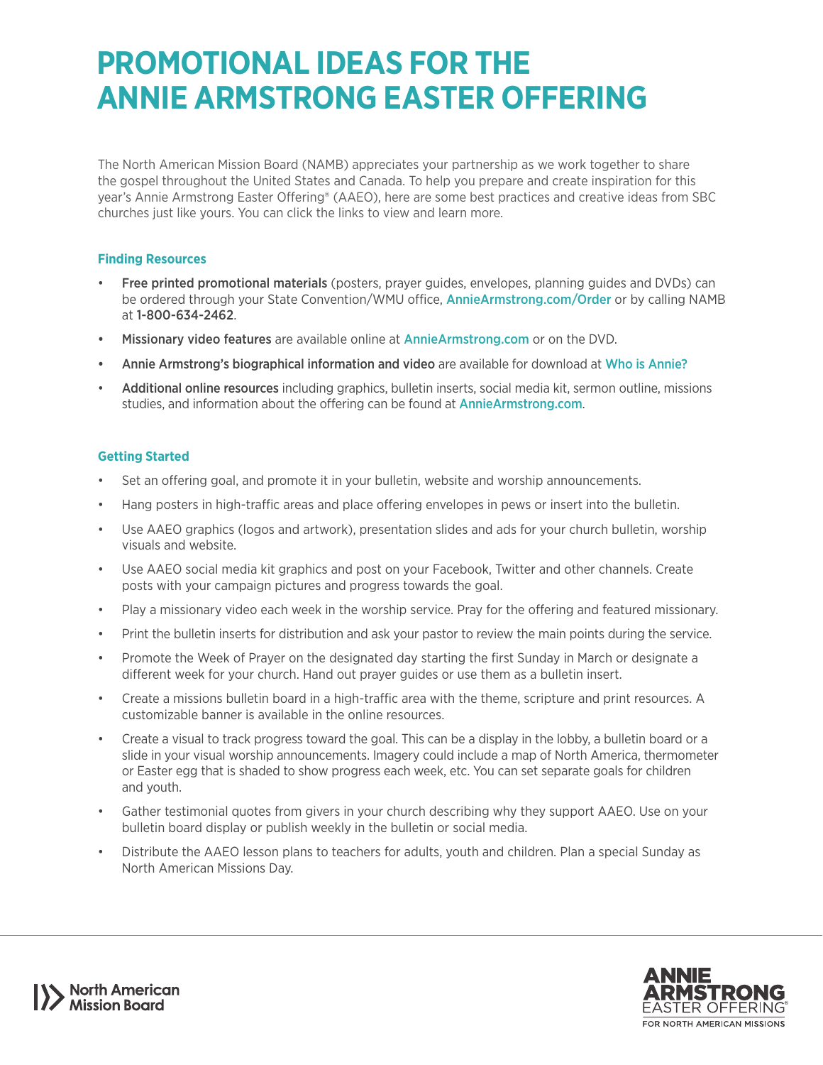# PROMOTIONAL IDEAS FOR THE ANNIE ARMSTRONG EASTER OFFERING

The North American Mission Board (NAMB) appreciates your partnership as we work together to share the gospel throughout the United States and Canada. To help you prepare and create inspiration for this year's Annie Armstrong Easter Offering® (AAEO), here are some best practices and creative ideas from SBC churches just like yours. You can click the links to view and learn more.

### Finding Resources

- **Free printed promotional materials** (posters, prayer guides, envelopes, planning guides and DVDs) can be ordered through your State Convention/WMU office, AnnieArmstrong.com/Order or by calling NAMB at **1-800-634-2462**.
- **Missionary video features** are available online at AnnieArmstrong.com or on the DVD.
- **Annie Armstrong's biographical information and video** are available for download at Who is Annie?
- **Additional online resources** including graphics, bulletin inserts, social media kit, sermon outline, missions studies, and information about the offering can be found at AnnieArmstrong.com.

### Getting Started

- Set an offering goal, and promote it in your bulletin, website and worship announcements.
- Hang posters in high-traffic areas and place offering envelopes in pews or insert into the bulletin.
- Use AAEO graphics (logos and artwork), presentation slides and ads for your church bulletin, worship visuals and website.
- Use AAEO social media kit graphics and post on your Facebook, Twitter and other channels. Create posts with your campaign pictures and progress towards the goal.
- Play a missionary video each week in the worship service. Pray for the offering and featured missionary.
- Print the bulletin inserts for distribution and ask your pastor to review the main points during the service.
- Promote the Week of Prayer on the designated day starting the first Sunday in March or designate a different week for your church. Hand out prayer guides or use them as a bulletin insert.
- Create a missions bulletin board in a high-traffic area with the theme, scripture and print resources. A customizable banner is available in the online resources.
- Create a visual to track progress toward the goal. This can be a display in the lobby, a bulletin board or a slide in your visual worship announcements. Imagery could include a map of North America, thermometer or Easter egg that is shaded to show progress each week, etc. You can set separate goals for children and youth.
- Gather testimonial quotes from givers in your church describing why they support AAEO. Use on your bulletin board display or publish weekly in the bulletin or social media.
- Distribute the AAEO lesson plans to teachers for adults, youth and children. Plan a special Sunday as North American Missions Day.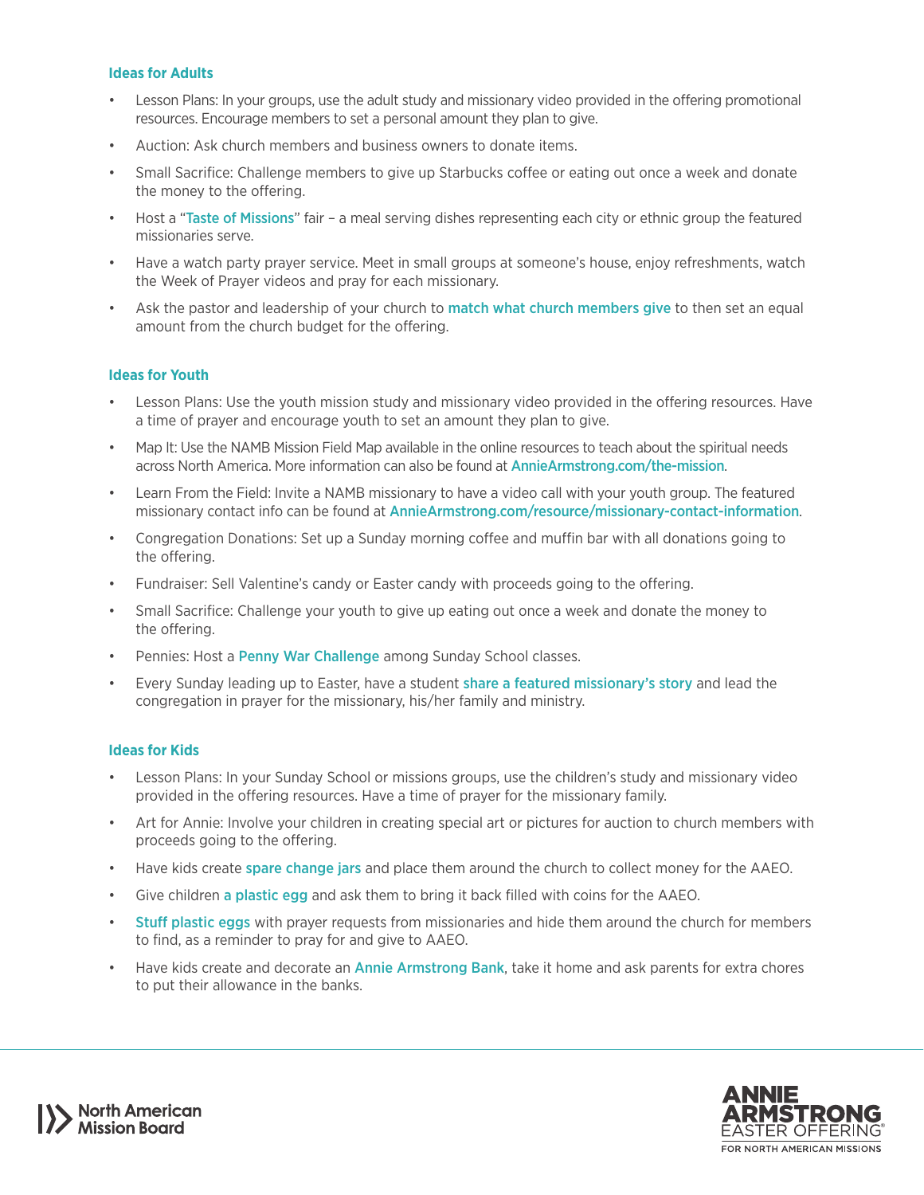### Ideas for Adults

- Lesson Plans: In your groups, use the adult study and missionary video provided in the offering promotional resources. Encourage members to set a personal amount they plan to give.
- Auction: Ask church members and business owners to donate items.
- Small Sacrifice: Challenge members to give up Starbucks coffee or eating out once a week and donate the money to the offering.
- Host a "Taste of Missions" fair – a meal serving dishes representing each city or ethnic group the featured missionaries serve.
- Have a watch party prayer service. Meet in small groups at someone's house, enjoy refreshments, watch the Week of Prayer videos and pray for each missionary.
- Ask the pastor and leadership of your church to match what church members give to then set an equal amount from the church budget for the offering.

### Ideas for Youth

- Lesson Plans: Use the youth mission study and missionary video provided in the offering resources. Have a time of prayer and encourage youth to set an amount they plan to give.
- Map It: Use the NAMB Mission Field Map available in the online resources to teach about the spiritual needs across North America. More information can also be found at AnnieArmstrong.com/the-mission.
- Learn From the Field: Invite a NAMB missionary to have a video call with your youth group. The featured missionary contact info can be found at AnnieArmstrong.com/resource/missionary-contact-information.
- Congregation Donations: Set up a Sunday morning coffee and muffin bar with all donations going to the offering.
- Fundraiser: Sell Valentine's candy or Easter candy with proceeds going to the offering.
- Small Sacrifice: Challenge your youth to give up eating out once a week and donate the money to the offering.
- Pennies: Host a Penny War Challenge among Sunday School classes.
- Every Sunday leading up to Easter, have a student share a featured missionary's story and lead the congregation in prayer for the missionary, his/her family and ministry.

### Ideas for Kids

- Lesson Plans: In your Sunday School or missions groups, use the children's study and missionary video provided in the offering resources. Have a time of prayer for the missionary family.
- Art for Annie: Involve your children in creating special art or pictures for auction to church members with proceeds going to the offering.
- Have kids create spare change jars and place them around the church to collect money for the AAEO.
- Give children a plastic egg and ask them to bring it back filled with coins for the AAEO.
- Stuff plastic eggs with prayer requests from missionaries and hide them around the church for members to find, as a reminder to pray for and give to AAEO.
- Have kids create and decorate an Annie Armstrong Bank, take it home and ask parents for extra chores to put their allowance in the banks.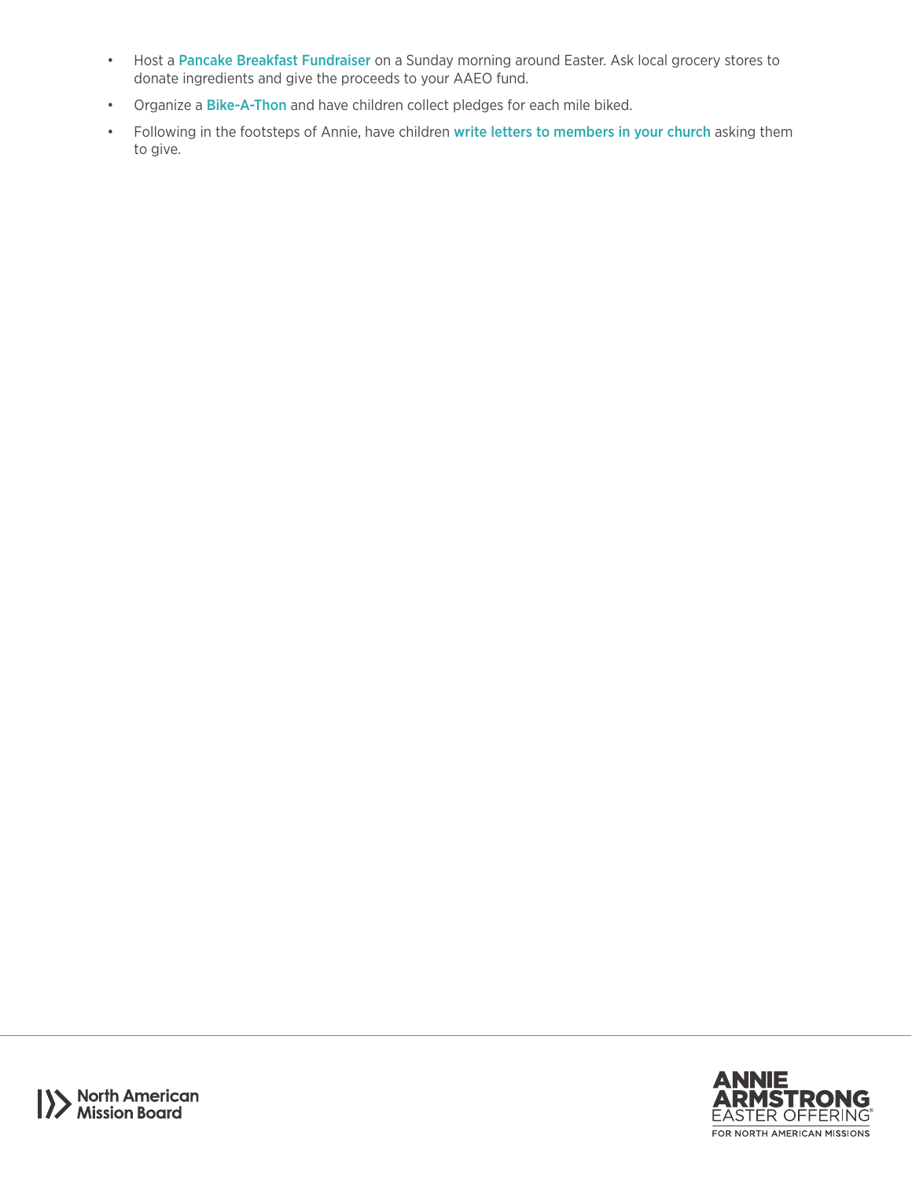- Host a **Pancake Breakfast Fundraiser** on a Sunday morning around Easter. Ask local grocery stores to donate ingredients and give the proceeds to your AAEO fund.
- Organize a **Bike-A-Thon** and have children collect pledges for each mile biked.
- Following in the footsteps of Annie, have children **write letters to members in your church** asking them to give.